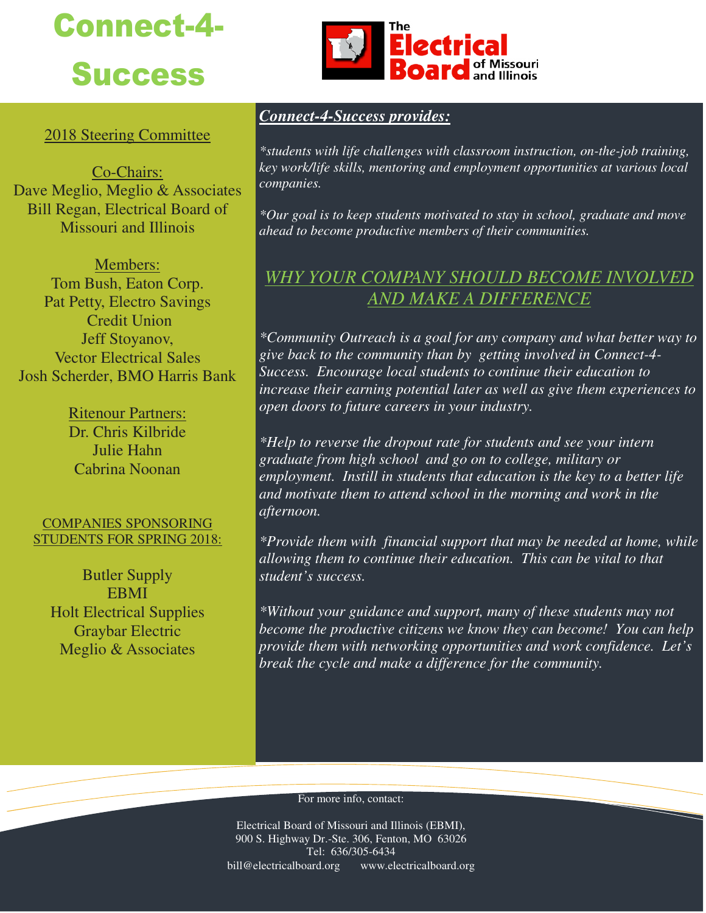# Connect-4-Success

The Electrical Board of Missouri and Illinois

2018 Steering Committee

Co-Chairs:
Dave Meglio, Meglio & Associates
Bill Regan, Electrical Board of Missouri and Illinois

Members:
Tom Bush, Eaton Corp.
Pat Petty, Electro Savings Credit Union
Jeff Stoyanov, Vector Electrical Sales
Josh Scherder, BMO Harris Bank

Ritenour Partners:
Dr. Chris Kilbride
Julie Hahn
Cabrina Noonan

COMPANIES SPONSORING STUDENTS FOR SPRING 2018:

Butler Supply
EBMI
Holt Electrical Supplies
Graybar Electric
Meglio & Associates

## *Connect-4-Success provides:*

*\*students with life challenges with classroom instruction, on-the-job training, key work/life skills, mentoring and employment opportunities at various local companies.*

*\*Our goal is to keep students motivated to stay in school, graduate and move ahead to become productive members of their communities.*

## *WHY YOUR COMPANY SHOULD BECOME INVOLVED AND MAKE A DIFFERENCE*

*\*Community Outreach is a goal for any company and what better way to give back to the community than by getting involved in Connect-4-Success. Encourage local students to continue their education to increase their earning potential later as well as give them experiences to open doors to future careers in your industry.*

*\*Help to reverse the dropout rate for students and see your intern graduate from high school and go on to college, military or employment. Instill in students that education is the key to a better life and motivate them to attend school in the morning and work in the afternoon.*

*\*Provide them with financial support that may be needed at home, while allowing them to continue their education. This can be vital to that student's success.*

*\*Without your guidance and support, many of these students may not become the productive citizens we know they can become! You can help provide them with networking opportunities and work confidence. Let's break the cycle and make a difference for the community.*

For more info, contact:

Electrical Board of Missouri and Illinois (EBMI),
900 S. Highway Dr.-Ste. 306, Fenton, MO 63026
Tel: 636/305-6434
bill@electricalboard.org www.electricalboard.org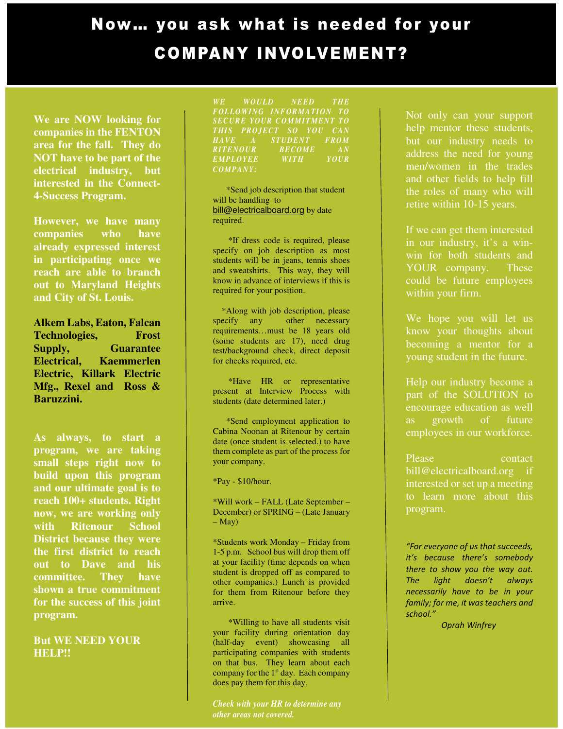# Now… you ask what is needed for your COMPANY INVOLVEMENT?

**We are NOW looking for companies in the FENTON area for the fall. They do NOT have to be part of the electrical industry, but interested in the Connect-4-Success Program.**

**However, we have many companies who have already expressed interest in participating once we reach are able to branch out to Maryland Heights and City of St. Louis.**

**Alkem Labs, Eaton, Falcan Technologies, Frost Supply, Guarantee Electrical, Kaemmerlen Electric, Killark Electric Mfg., Rexel and Ross & Baruzzini.**

**As always, to start a program, we are taking small steps right now to build upon this program and our ultimate goal is to reach 100+ students. Right now, we are working only with Ritenour School District because they were the first district to reach out to Dave and his committee. They have shown a true commitment for the success of this joint program.**

**But WE NEED YOUR HELP!!**

***WE WOULD NEED THE FOLLOWING INFORMATION TO SECURE YOUR COMMITMENT TO THIS PROJECT SO YOU CAN HAVE A STUDENT FROM RITENOUR BECOME AN EMPLOYEE WITH YOUR COMPANY:***

*Send job description that student will be handling to bill@electricalboard.org by date required.

*If dress code is required, please specify on job description as most students will be in jeans, tennis shoes and sweatshirts. This way, they will know in advance of interviews if this is required for your position.

*Along with job description, please specify any other necessary requirements…must be 18 years old (some students are 17), need drug test/background check, direct deposit for checks required, etc.

*Have HR or representative present at Interview Process with students (date determined later.)

*Send employment application to Cabina Noonan at Ritenour by certain date (once student is selected.) to have them complete as part of the process for your company.

*Pay - $10/hour.

*Will work – FALL (Late September – December) or SPRING – (Late January – May)

*Students work Monday – Friday from 1-5 p.m. School bus will drop them off at your facility (time depends on when student is dropped off as compared to other companies.) Lunch is provided for them from Ritenour before they arrive.

*Willing to have all students visit your facility during orientation day (half-day event) showcasing all participating companies with students on that bus. They learn about each company for the 1st day. Each company does pay them for this day.

***Check with your HR to determine any other areas not covered.***

Not only can your support help mentor these students, but our industry needs to address the need for young men/women in the trades and other fields to help fill the roles of many who will retire within 10-15 years.

If we can get them interested in our industry, it's a win-win for both students and YOUR company. These could be future employees within your firm.

We hope you will let us know your thoughts about becoming a mentor for a young student in the future.

Help our industry become a part of the SOLUTION to encourage education as well as growth of future employees in our workforce.

Please contact bill@electricalboard.org if interested or set up a meeting to learn more about this program.

*"For everyone of us that succeeds, it's because there's somebody there to show you the way out. The light doesn't always necessarily have to be in your family; for me, it was teachers and school."*

*Oprah Winfrey*